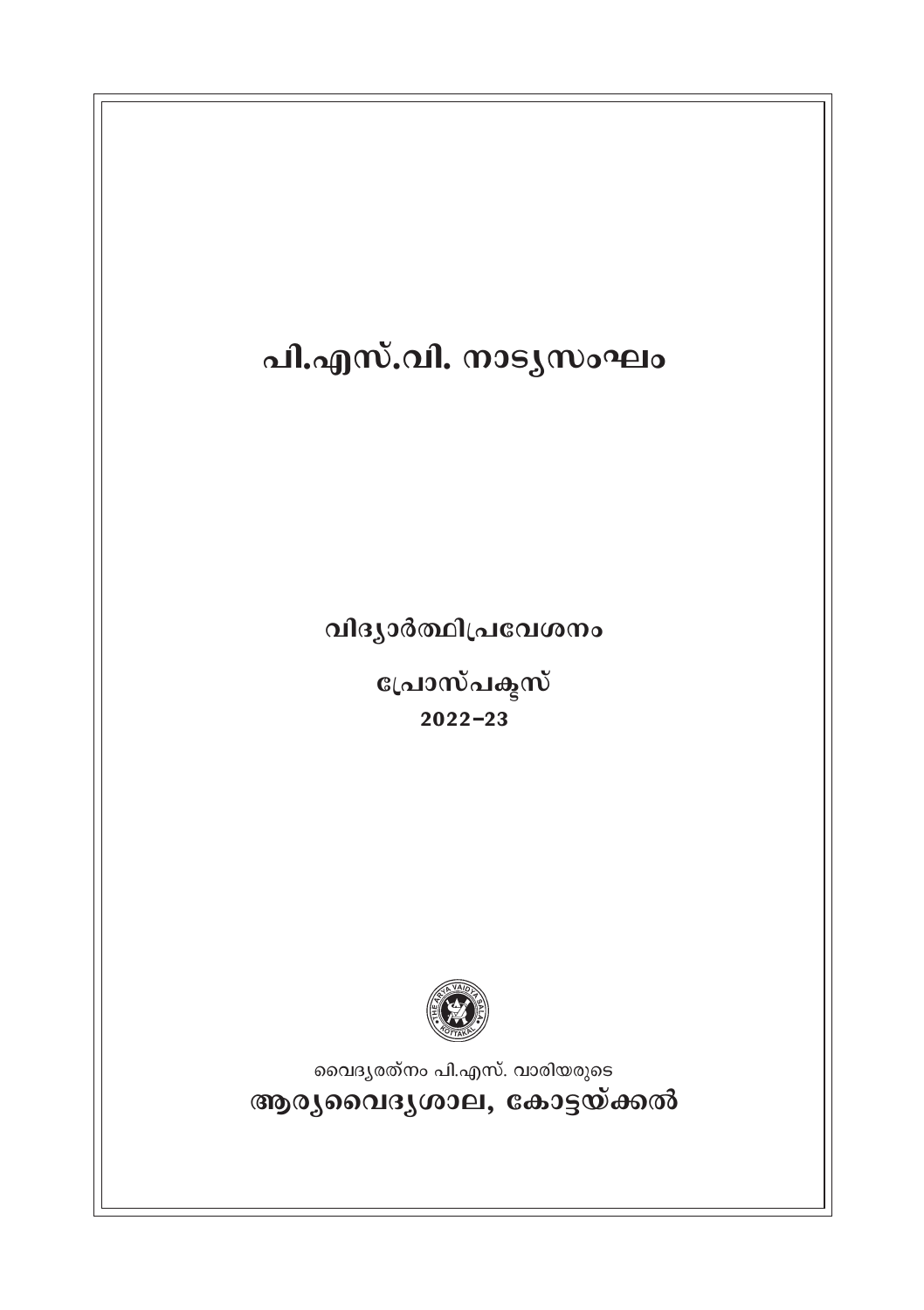# പി.എസ്.വി. നാട്യസംഘം

## വിദ്യാർത്ഥിപ്രവേശനം

## പ്രോസ്പക്ടസ്

**2022–23**

വൈദ്യരത്നം പി.എസ്. വാരിയരുടെ

**ആര്യവൈദ്യശാല, കോട്ടയ്ക്കൽ**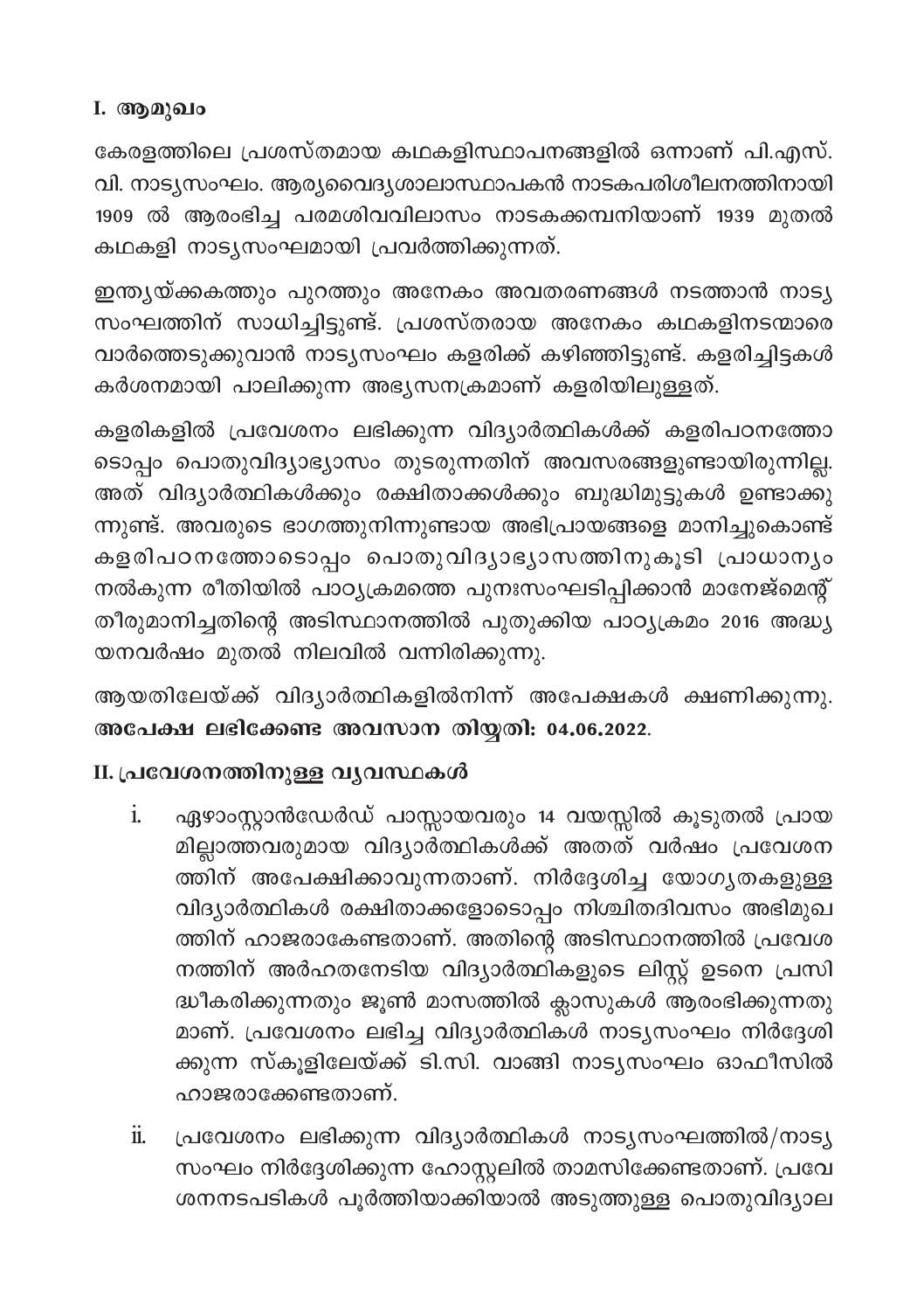## I. ആമുഖം

കേരളത്തിലെ പ്രശസ്തമായ കഥകളിസ്ഥാപനങ്ങളിൽ ഒന്നാണ് പി.എസ്. വി. നാട്യസംഘം. ആര്യവൈദ്യശാലാസ്ഥാപകൻ നാടകപരിശീലനത്തിനായി 1909 ൽ ആരംഭിച്ച പരമശിവവിലാസം നാടകക്കമ്പനിയാണ് 1939 മുതൽ കഥകളി നാട്യസംഘമായി പ്രവർത്തിക്കുന്നത്.

ഇന്ത്യയ്ക്കകത്തും പുറത്തും അനേകം അവതരണങ്ങൾ നടത്താൻ നാട്യ സംഘത്തിന് സാധിച്ചിട്ടുണ്ട്. പ്രശസ്തരായ അനേകം കഥകളിനടന്മാരെ വാർത്തെടുക്കുവാൻ നാട്യസംഘം കളരിക്ക് കഴിഞ്ഞിട്ടുണ്ട്. കളരിച്ചിട്ടകൾ കർശനമായി പാലിക്കുന്ന അഭ്യസനക്രമാണ് കളരിയിലുള്ളത്.

കളരികളിൽ പ്രവേശനം ലഭിക്കുന്ന വിദ്യാർത്ഥികൾക്ക് കളരിപഠനത്തോടൊപ്പം പൊതുവിദ്യാഭ്യാസം തുടരുന്നതിന് അവസരങ്ങളുണ്ടായിരുന്നില്ല. അത് വിദ്യാർത്ഥികൾക്കും രക്ഷിതാക്കൾക്കും ബുദ്ധിമുട്ടുകൾ ഉണ്ടാക്കുന്നുണ്ട്. അവരുടെ ഭാഗത്തുനിന്നുണ്ടായ അഭിപ്രായങ്ങളെ മാനിച്ചുകൊണ്ട് കളരിപഠനത്തോടൊപ്പം പൊതുവിദ്യാഭ്യാസത്തിനുകൂടി പ്രാധാന്യം നൽകുന്ന രീതിയിൽ പാഠ്യക്രമത്തെ പുനഃസംഘടിപ്പിക്കാൻ മാനേജ്മെന്റ് തീരുമാനിച്ചതിന്റെ അടിസ്ഥാനത്തിൽ പുതുക്കിയ പാഠ്യക്രമം 2016 അദ്ധ്യയനവർഷം മുതൽ നിലവിൽ വന്നിരിക്കുന്നു.

ആയതിലേയ്ക്ക് വിദ്യാർത്ഥികളിൽനിന്ന് അപേക്ഷകൾ ക്ഷണിക്കുന്നു. **അപേക്ഷ ലഭിക്കേണ്ട അവസാന തിയ്യതി: 04.06.2022.**

## II. പ്രവേശനത്തിനുള്ള വ്യവസ്ഥകൾ

i. ഏഴാംസ്റ്റാൻഡേർഡ് പാസ്സായവരും 14 വയസ്സിൽ കൂടുതൽ പ്രായമില്ലാത്തവരുമായ വിദ്യാർത്ഥികൾക്ക് അതത് വർഷം പ്രവേശനത്തിന് അപേക്ഷിക്കാവുന്നതാണ്. നിർദ്ദേശിച്ച യോഗ്യതകളുള്ള വിദ്യാർത്ഥികൾ രക്ഷിതാക്കളോടൊപ്പം നിശ്ചിതദിവസം അഭിമുഖത്തിന് ഹാജരാകേണ്ടതാണ്. അതിന്റെ അടിസ്ഥാനത്തിൽ പ്രവേശനത്തിന് അർഹതനേടിയ വിദ്യാർത്ഥികളുടെ ലിസ്റ്റ് ഉടനെ പ്രസിദ്ധീകരിക്കുന്നതും ജൂൺ മാസത്തിൽ ക്ലാസുകൾ ആരംഭിക്കുന്നതുമാണ്. പ്രവേശനം ലഭിച്ച വിദ്യാർത്ഥികൾ നാട്യസംഘം നിർദ്ദേശിക്കുന്ന സ്കൂളിലേയ്ക്ക് ടി.സി. വാങ്ങി നാട്യസംഘം ഓഫീസിൽ ഹാജരാക്കേണ്ടതാണ്.

ii. പ്രവേശനം ലഭിക്കുന്ന വിദ്യാർത്ഥികൾ നാട്യസംഘത്തിൽ/നാട്യസംഘം നിർദ്ദേശിക്കുന്ന ഹോസ്റ്റലിൽ താമസിക്കേണ്ടതാണ്. പ്രവേശനനടപടികൾ പൂർത്തിയാക്കിയാൽ അടുത്തുള്ള പൊതുവിദ്യാല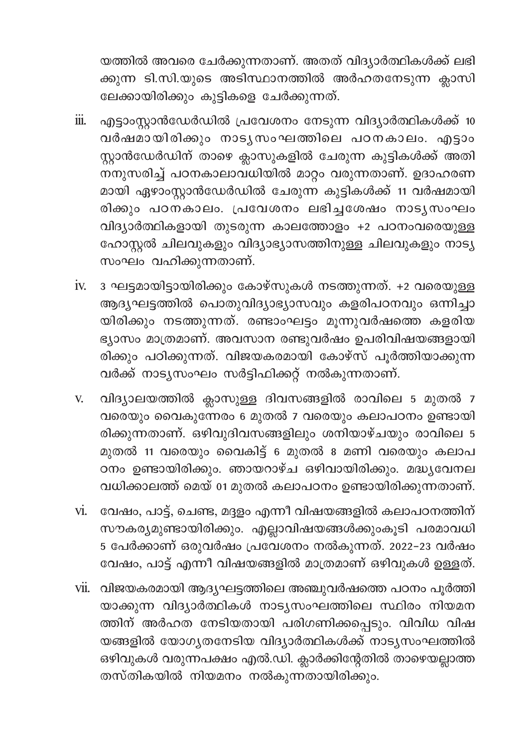യത്തിൽ അവരെ ചേർക്കുന്നതാണ്. അതത് വിദ്യാർത്ഥികൾക്ക് ലഭിക്കുന്ന ടി.സി.യുടെ അടിസ്ഥാനത്തിൽ അർഹതനേടുന്ന ക്ലാസിലേക്കായിരിക്കും കുട്ടികളെ ചേർക്കുന്നത്.

iii. എട്ടാംസ്റ്റാൻഡേർഡിൽ പ്രവേശനം നേടുന്ന വിദ്യാർത്ഥികൾക്ക് 10 വർഷമായിരിക്കും നാട്യസംഘത്തിലെ പഠനകാലം. എട്ടാം സ്റ്റാൻഡേർഡിന് താഴെ ക്ലാസുകളിൽ ചേരുന്ന കുട്ടികൾക്ക് അതിനനുസരിച്ച് പഠനകാലാവധിയിൽ മാറ്റം വരുന്നതാണ്. ഉദാഹരണമായി ഏഴാംസ്റ്റാൻഡേർഡിൽ ചേരുന്ന കുട്ടികൾക്ക് 11 വർഷമായിരിക്കും പഠനകാലം. പ്രവേശനം ലഭിച്ചശേഷം നാട്യസംഘം വിദ്യാർത്ഥികളായി തുടരുന്ന കാലത്തോളം +2 പഠനംവരെയുള്ള ഹോസ്റ്റൽ ചിലവുകളും വിദ്യാഭ്യാസത്തിനുള്ള ചിലവുകളും നാട്യസംഘം വഹിക്കുന്നതാണ്.

iv. 3 ഘട്ടമായിട്ടായിരിക്കും കോഴ്സുകൾ നടത്തുന്നത്. +2 വരെയുള്ള ആദ്യഘട്ടത്തിൽ പൊതുവിദ്യാഭ്യാസവും കളരിപഠനവും ഒന്നിച്ചായിരിക്കും നടത്തുന്നത്. രണ്ടാംഘട്ടം മൂന്നുവർഷത്തെ കളരിയഭ്യാസം മാത്രമാണ്. അവസാന രണ്ടുവർഷം ഉപരിവിഷയങ്ങളായിരിക്കും പഠിക്കുന്നത്. വിജയകരമായി കോഴ്സ് പൂർത്തിയാക്കുന്നവർക്ക് നാട്യസംഘം സർട്ടിഫിക്കറ്റ് നൽകുന്നതാണ്.

v. വിദ്യാലയത്തിൽ ക്ലാസുള്ള ദിവസങ്ങളിൽ രാവിലെ 5 മുതൽ 7 വരെയും വൈകുന്നേരം 6 മുതൽ 7 വരെയും കലാപഠനം ഉണ്ടായിരിക്കുന്നതാണ്. ഒഴിവുദിവസങ്ങളിലും ശനിയാഴ്ചയും രാവിലെ 5 മുതൽ 11 വരെയും വൈകിട്ട് 6 മുതൽ 8 മണി വരെയും കലാപഠനം ഉണ്ടായിരിക്കും. ഞായറാഴ്ച ഒഴിവായിരിക്കും. മദ്ധ്യവേനലവധിക്കാലത്ത് മെയ് 01 മുതൽ കലാപഠനം ഉണ്ടായിരിക്കുന്നതാണ്.

vi. വേഷം, പാട്ട്, ചെണ്ട, മദ്ദളം എന്നീ വിഷയങ്ങളിൽ കലാപഠനത്തിന് സൗകര്യമുണ്ടായിരിക്കും. എല്ലാവിഷയങ്ങൾക്കുംകൂടി പരമാവധി 5 പേർക്കാണ് ഒരുവർഷം പ്രവേശനം നൽകുന്നത്. 2022-23 വർഷം വേഷം, പാട്ട് എന്നീ വിഷയങ്ങളിൽ മാത്രമാണ് ഒഴിവുകൾ ഉള്ളത്.

vii. വിജയകരമായി ആദ്യഘട്ടത്തിലെ അഞ്ചുവർഷത്തെ പഠനം പൂർത്തിയാക്കുന്ന വിദ്യാർത്ഥികൾ നാട്യസംഘത്തിലെ സ്ഥിരം നിയമനത്തിന് അർഹത നേടിയതായി പരിഗണിക്കപ്പെടും. വിവിധ വിഷയങ്ങളിൽ യോഗ്യതനേടിയ വിദ്യാർത്ഥികൾക്ക് നാട്യസംഘത്തിൽ ഒഴിവുകൾ വരുന്നപക്ഷം എൽ.ഡി. ക്ലാർക്കിന്റേതിൽ താഴെയല്ലാത്ത തസ്തികയിൽ നിയമനം നൽകുന്നതായിരിക്കും.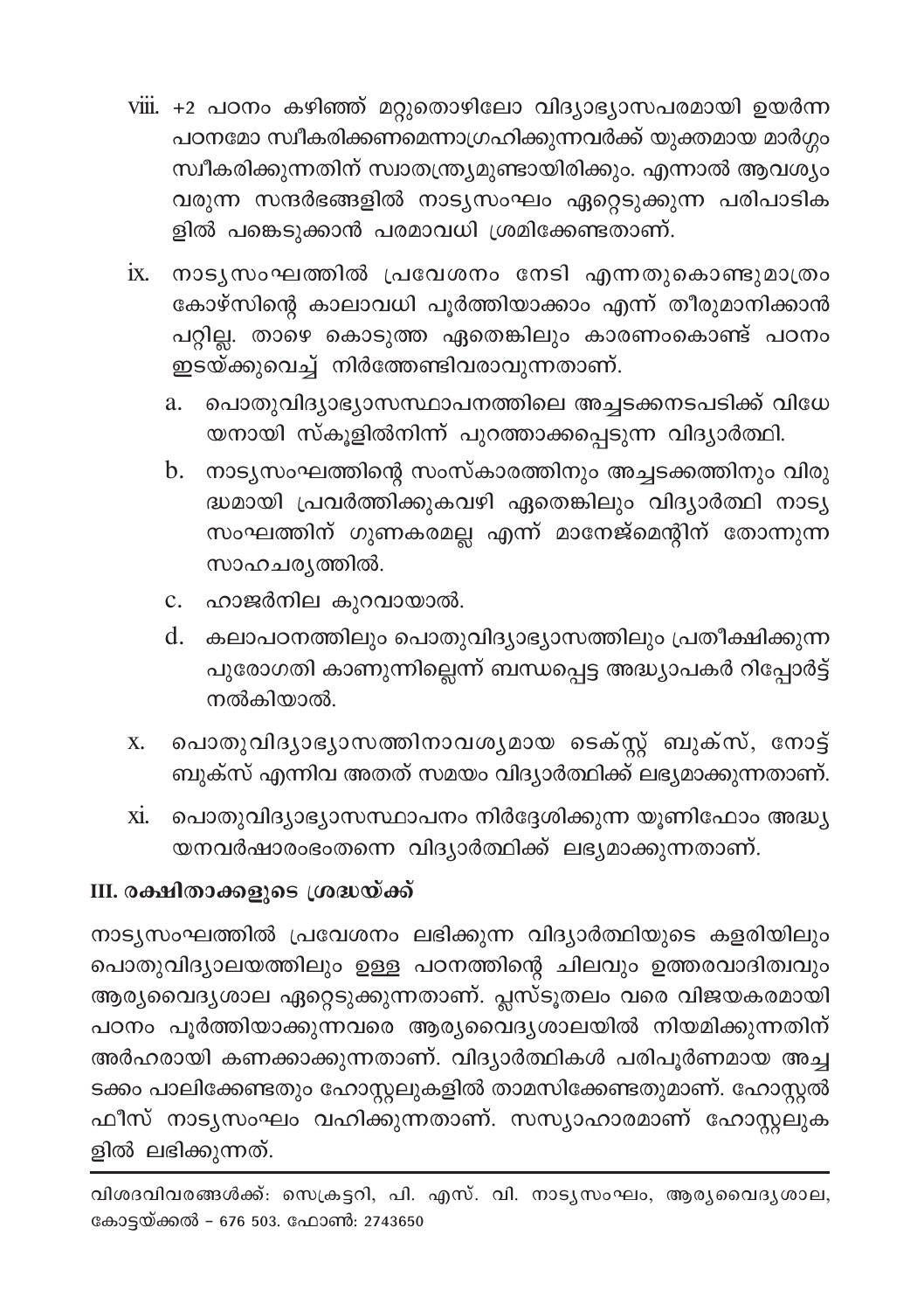viii. +2 പഠനം കഴിഞ്ഞ് മറ്റുതൊഴിലോ വിദ്യാഭ്യാസപരമായി ഉയർന്ന പഠനമോ സ്വീകരിക്കണമെന്നാഗ്രഹിക്കുന്നവർക്ക് യുക്തമായ മാർഗ്ഗം സ്വീകരിക്കുന്നതിന് സ്വാതന്ത്ര്യമുണ്ടായിരിക്കും. എന്നാൽ ആവശ്യം വരുന്ന സന്ദർഭങ്ങളിൽ നാട്യസംഘം ഏറ്റെടുക്കുന്ന പരിപാടികളിൽ പങ്കെടുക്കാൻ പരമാവധി ശ്രമിക്കേണ്ടതാണ്.

ix. നാട്യസംഘത്തിൽ പ്രവേശനം നേടി എന്നതുകൊണ്ടുമാത്രം കോഴ്സിന്റെ കാലാവധി പൂർത്തിയാക്കാം എന്ന് തീരുമാനിക്കാൻ പറ്റില്ല. താഴെ കൊടുത്ത ഏതെങ്കിലും കാരണംകൊണ്ട് പഠനം ഇടയ്ക്കുവെച്ച് നിർത്തേണ്ടിവരാവുന്നതാണ്.

  a. പൊതുവിദ്യാഭ്യാസസ്ഥാപനത്തിലെ അച്ചടക്കനടപടിക്ക് വിധേയനായി സ്കൂളിൽനിന്ന് പുറത്താക്കപ്പെടുന്ന വിദ്യാർത്ഥി.

  b. നാട്യസംഘത്തിന്റെ സംസ്കാരത്തിനും അച്ചടക്കത്തിനും വിരുദ്ധമായി പ്രവർത്തിക്കുകവഴി ഏതെങ്കിലും വിദ്യാർത്ഥി നാട്യസംഘത്തിന് ഗുണകരമല്ല എന്ന് മാനേജ്മെന്റിന് തോന്നുന്ന സാഹചര്യത്തിൽ.

  c. ഹാജർനില കുറവായാൽ.

  d. കലാപഠനത്തിലും പൊതുവിദ്യാഭ്യാസത്തിലും പ്രതീക്ഷിക്കുന്ന പുരോഗതി കാണുന്നില്ലെന്ന് ബന്ധപ്പെട്ട അദ്ധ്യാപകർ റിപ്പോർട്ട് നൽകിയാൽ.

x. പൊതുവിദ്യാഭ്യാസത്തിനാവശ്യമായ ടെക്സ്റ്റ് ബുക്സ്, നോട്ട് ബുക്സ് എന്നിവ അതത് സമയം വിദ്യാർത്ഥിക്ക് ലഭ്യമാക്കുന്നതാണ്.

xi. പൊതുവിദ്യാഭ്യാസസ്ഥാപനം നിർദ്ദേശിക്കുന്ന യൂണിഫോം അദ്ധ്യയനവർഷാരംഭംതന്നെ വിദ്യാർത്ഥിക്ക് ലഭ്യമാക്കുന്നതാണ്.

## III. രക്ഷിതാക്കളുടെ ശ്രദ്ധയ്ക്ക്

നാട്യസംഘത്തിൽ പ്രവേശനം ലഭിക്കുന്ന വിദ്യാർത്ഥിയുടെ കളരിയിലും പൊതുവിദ്യാലയത്തിലും ഉള്ള പഠനത്തിന്റെ ചിലവും ഉത്തരവാദിത്വവും ആര്യവൈദ്യശാല ഏറ്റെടുക്കുന്നതാണ്. പ്ലസ്ടൂതലം വരെ വിജയകരമായി പഠനം പൂർത്തിയാക്കുന്നവരെ ആര്യവൈദ്യശാലയിൽ നിയമിക്കുന്നതിന് അർഹരായി കണക്കാക്കുന്നതാണ്. വിദ്യാർത്ഥികൾ പരിപൂർണമായ അച്ചടക്കം പാലിക്കേണ്ടതും ഹോസ്റ്റലുകളിൽ താമസിക്കേണ്ടതുമാണ്. ഹോസ്റ്റൽ ഫീസ് നാട്യസംഘം വഹിക്കുന്നതാണ്. സസ്യാഹാരമാണ് ഹോസ്റ്റലുകളിൽ ലഭിക്കുന്നത്.

---

വിശദവിവരങ്ങൾക്ക്: സെക്രട്ടറി, പി. എസ്. വി. നാട്യസംഘം, ആര്യവൈദ്യശാല, കോട്ടയ്ക്കൽ – 676 503. ഫോൺ: 2743650